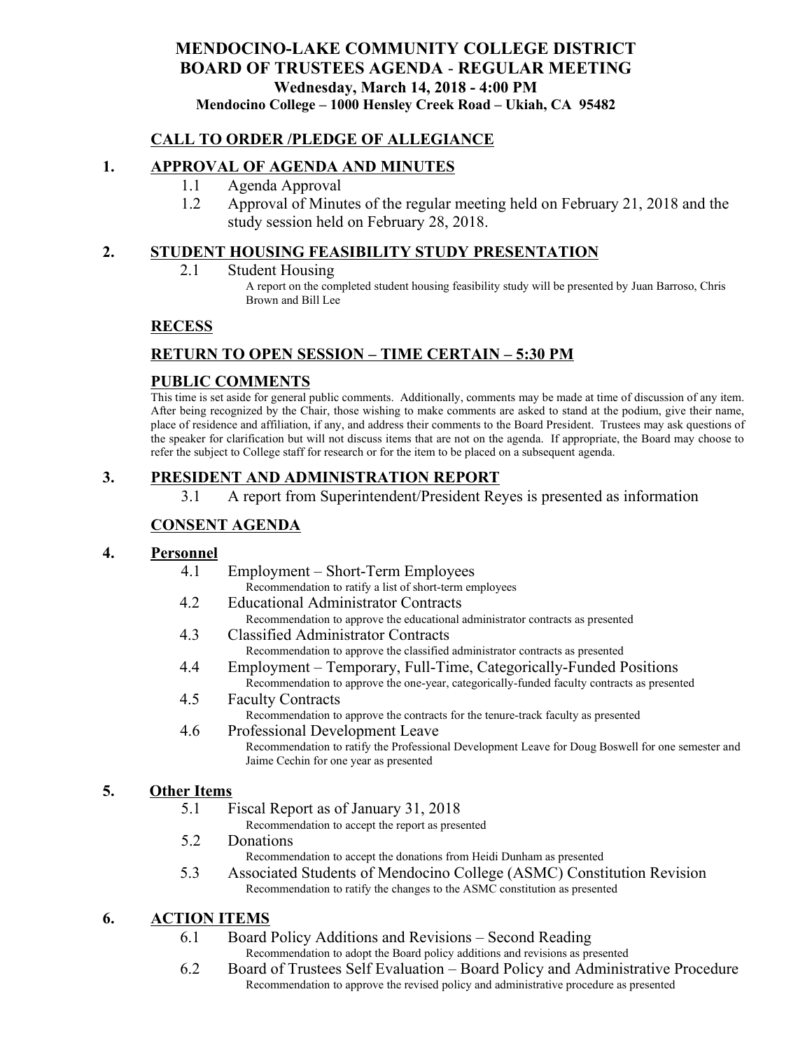# MENDOCINO-LAKE COMMUNITY COLLEGE DISTRICT
# BOARD OF TRUSTEES AGENDA - REGULAR MEETING

**Wednesday, March 14, 2018 - 4:00 PM**

**Mendocino College – 1000 Hensley Creek Road – Ukiah, CA 95482**

## CALL TO ORDER /PLEDGE OF ALLEGIANCE

## 1. APPROVAL OF AGENDA AND MINUTES

- 1.1 Agenda Approval
- 1.2 Approval of Minutes of the regular meeting held on February 21, 2018 and the study session held on February 28, 2018.

## 2. STUDENT HOUSING FEASIBILITY STUDY PRESENTATION

- 2.1 Student Housing
  A report on the completed student housing feasibility study will be presented by Juan Barroso, Chris Brown and Bill Lee

## RECESS

## RETURN TO OPEN SESSION – TIME CERTAIN – 5:30 PM

## PUBLIC COMMENTS

This time is set aside for general public comments. Additionally, comments may be made at time of discussion of any item. After being recognized by the Chair, those wishing to make comments are asked to stand at the podium, give their name, place of residence and affiliation, if any, and address their comments to the Board President. Trustees may ask questions of the speaker for clarification but will not discuss items that are not on the agenda. If appropriate, the Board may choose to refer the subject to College staff for research or for the item to be placed on a subsequent agenda.

## 3. PRESIDENT AND ADMINISTRATION REPORT

- 3.1 A report from Superintendent/President Reyes is presented as information

## CONSENT AGENDA

## 4. Personnel

- 4.1 Employment – Short-Term Employees
  Recommendation to ratify a list of short-term employees
- 4.2 Educational Administrator Contracts
  Recommendation to approve the educational administrator contracts as presented
- 4.3 Classified Administrator Contracts
  Recommendation to approve the classified administrator contracts as presented
- 4.4 Employment – Temporary, Full-Time, Categorically-Funded Positions
  Recommendation to approve the one-year, categorically-funded faculty contracts as presented
- 4.5 Faculty Contracts
  Recommendation to approve the contracts for the tenure-track faculty as presented
- 4.6 Professional Development Leave
  Recommendation to ratify the Professional Development Leave for Doug Boswell for one semester and Jaime Cechin for one year as presented

## 5. Other Items

- 5.1 Fiscal Report as of January 31, 2018
  Recommendation to accept the report as presented
- 5.2 Donations
  Recommendation to accept the donations from Heidi Dunham as presented
- 5.3 Associated Students of Mendocino College (ASMC) Constitution Revision
  Recommendation to ratify the changes to the ASMC constitution as presented

## 6. ACTION ITEMS

- 6.1 Board Policy Additions and Revisions – Second Reading
  Recommendation to adopt the Board policy additions and revisions as presented
- 6.2 Board of Trustees Self Evaluation – Board Policy and Administrative Procedure
  Recommendation to approve the revised policy and administrative procedure as presented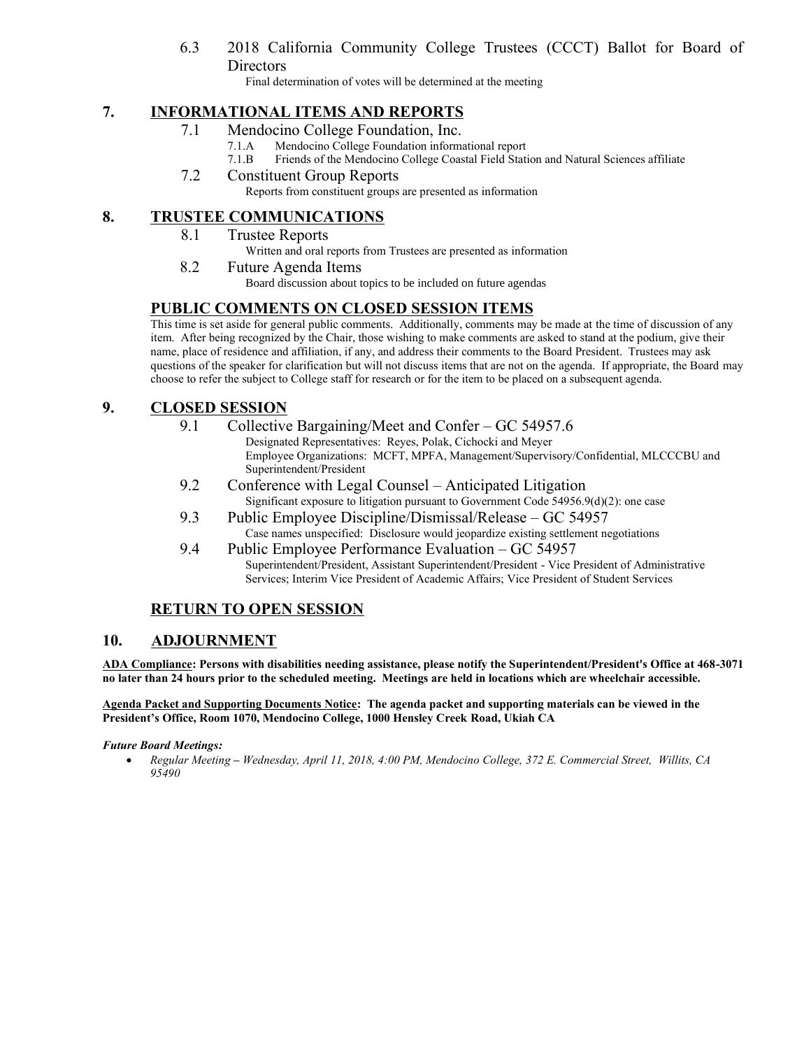6.3 2018 California Community College Trustees (CCCT) Ballot for Board of Directors

Final determination of votes will be determined at the meeting

## 7. INFORMATIONAL ITEMS AND REPORTS

7.1 Mendocino College Foundation, Inc.

7.1.A Mendocino College Foundation informational report

7.1.B Friends of the Mendocino College Coastal Field Station and Natural Sciences affiliate

7.2 Constituent Group Reports

Reports from constituent groups are presented as information

## 8. TRUSTEE COMMUNICATIONS

8.1 Trustee Reports

Written and oral reports from Trustees are presented as information

8.2 Future Agenda Items

Board discussion about topics to be included on future agendas

## PUBLIC COMMENTS ON CLOSED SESSION ITEMS

This time is set aside for general public comments. Additionally, comments may be made at the time of discussion of any item. After being recognized by the Chair, those wishing to make comments are asked to stand at the podium, give their name, place of residence and affiliation, if any, and address their comments to the Board President. Trustees may ask questions of the speaker for clarification but will not discuss items that are not on the agenda. If appropriate, the Board may choose to refer the subject to College staff for research or for the item to be placed on a subsequent agenda.

## 9. CLOSED SESSION

9.1 Collective Bargaining/Meet and Confer – GC 54957.6

Designated Representatives: Reyes, Polak, Cichocki and Meyer
Employee Organizations: MCFT, MPFA, Management/Supervisory/Confidential, MLCCCBU and Superintendent/President

9.2 Conference with Legal Counsel – Anticipated Litigation

Significant exposure to litigation pursuant to Government Code 54956.9(d)(2): one case

9.3 Public Employee Discipline/Dismissal/Release – GC 54957

Case names unspecified: Disclosure would jeopardize existing settlement negotiations

9.4 Public Employee Performance Evaluation – GC 54957

Superintendent/President, Assistant Superintendent/President - Vice President of Administrative Services; Interim Vice President of Academic Affairs; Vice President of Student Services

## RETURN TO OPEN SESSION

## 10. ADJOURNMENT

**ADA Compliance: Persons with disabilities needing assistance, please notify the Superintendent/President's Office at 468-3071 no later than 24 hours prior to the scheduled meeting. Meetings are held in locations which are wheelchair accessible.**

**Agenda Packet and Supporting Documents Notice: The agenda packet and supporting materials can be viewed in the President's Office, Room 1070, Mendocino College, 1000 Hensley Creek Road, Ukiah CA**

***Future Board Meetings:***

- *Regular Meeting – Wednesday, April 11, 2018, 4:00 PM, Mendocino College, 372 E. Commercial Street, Willits, CA 95490*